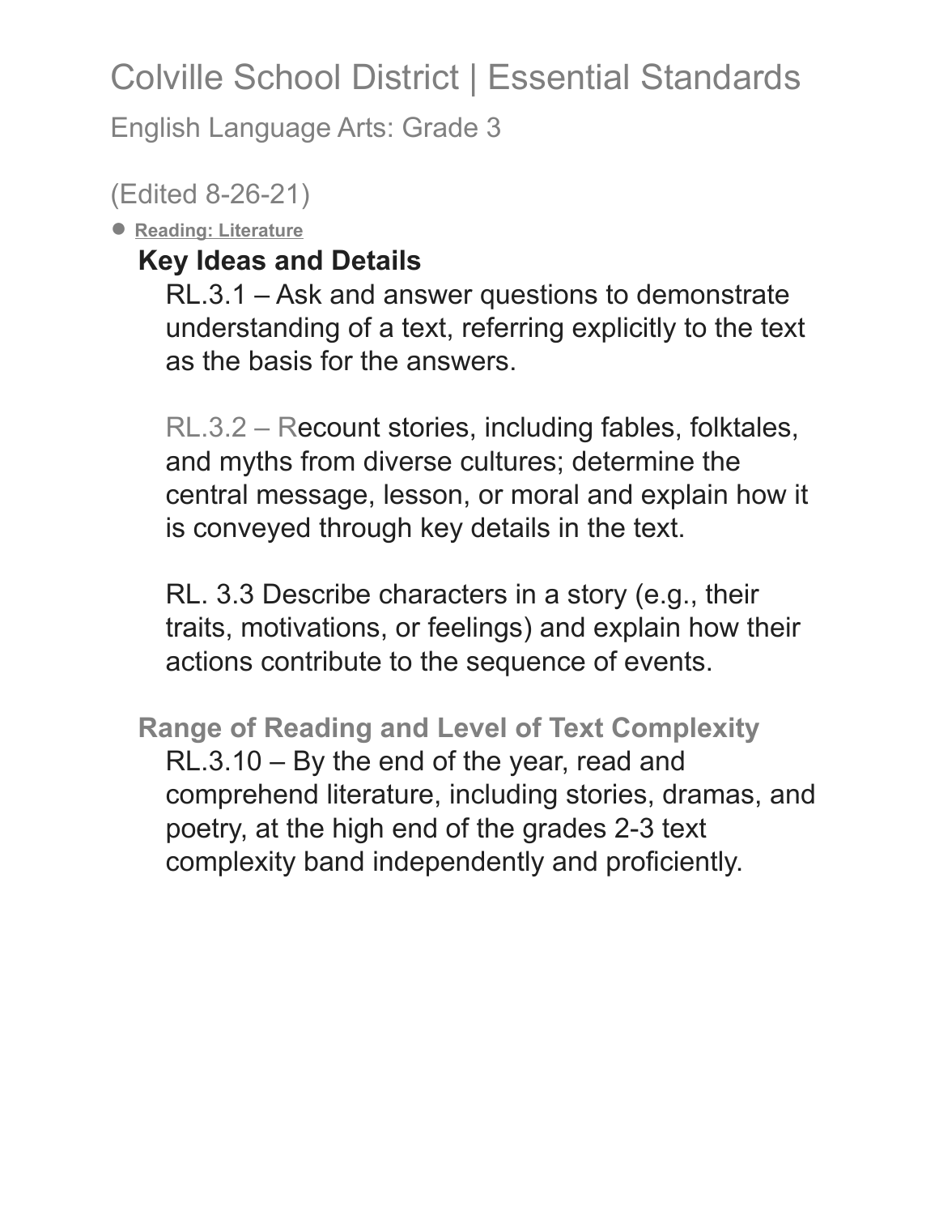# Colville School District | Essential Standards

English Language Arts: Grade 3

(Edited 8-26-21)

- **Reading: Literature**

### Key Ideas and Details

RL.3.1 – Ask and answer questions to demonstrate understanding of a text, referring explicitly to the text as the basis for the answers.

RL.3.2 – Recount stories, including fables, folktales, and myths from diverse cultures; determine the central message, lesson, or moral and explain how it is conveyed through key details in the text.

RL. 3.3 Describe characters in a story (e.g., their traits, motivations, or feelings) and explain how their actions contribute to the sequence of events.

### Range of Reading and Level of Text Complexity

RL.3.10 – By the end of the year, read and comprehend literature, including stories, dramas, and poetry, at the high end of the grades 2-3 text complexity band independently and proficiently.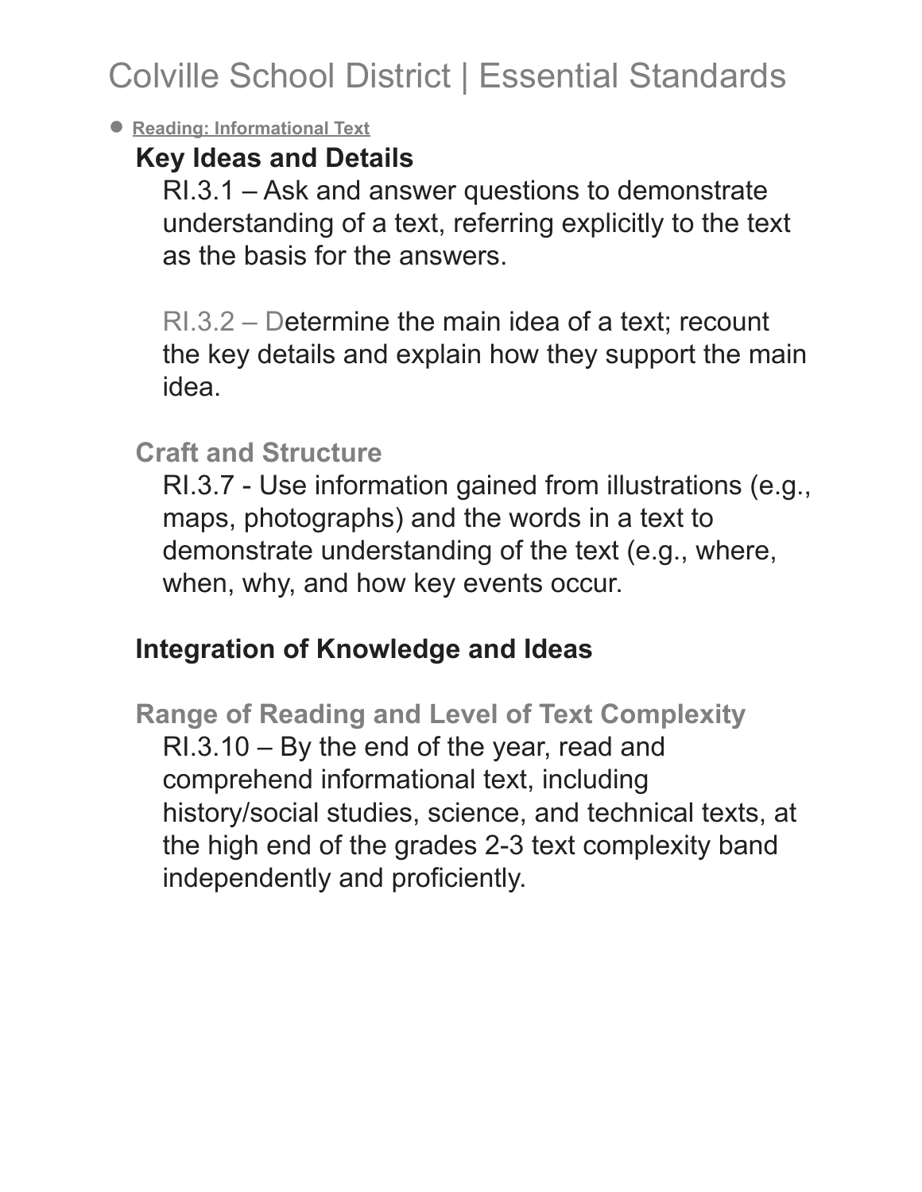# Colville School District | Essential Standards

- **Reading: Informational Text**

### Key Ideas and Details

RI.3.1 – Ask and answer questions to demonstrate understanding of a text, referring explicitly to the text as the basis for the answers.

RI.3.2 – Determine the main idea of a text; recount the key details and explain how they support the main idea.

### Craft and Structure

RI.3.7 - Use information gained from illustrations (e.g., maps, photographs) and the words in a text to demonstrate understanding of the text (e.g., where, when, why, and how key events occur.

### Integration of Knowledge and Ideas

### Range of Reading and Level of Text Complexity

RI.3.10 – By the end of the year, read and comprehend informational text, including history/social studies, science, and technical texts, at the high end of the grades 2-3 text complexity band independently and proficiently.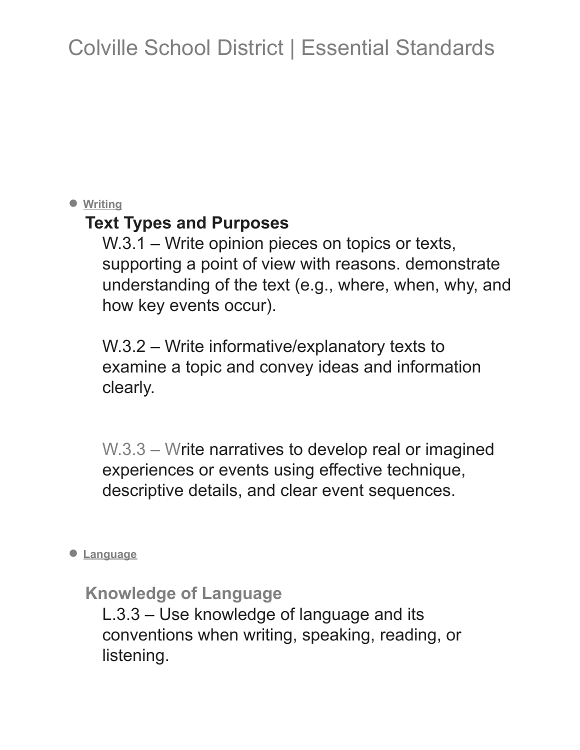- Writing

### Text Types and Purposes

W.3.1 – Write opinion pieces on topics or texts, supporting a point of view with reasons. demonstrate understanding of the text (e.g., where, when, why, and how key events occur).

W.3.2 – Write informative/explanatory texts to examine a topic and convey ideas and information clearly.

W.3.3 – Write narratives to develop real or imagined experiences or events using effective technique, descriptive details, and clear event sequences.

- Language

### Knowledge of Language

L.3.3 – Use knowledge of language and its conventions when writing, speaking, reading, or listening.